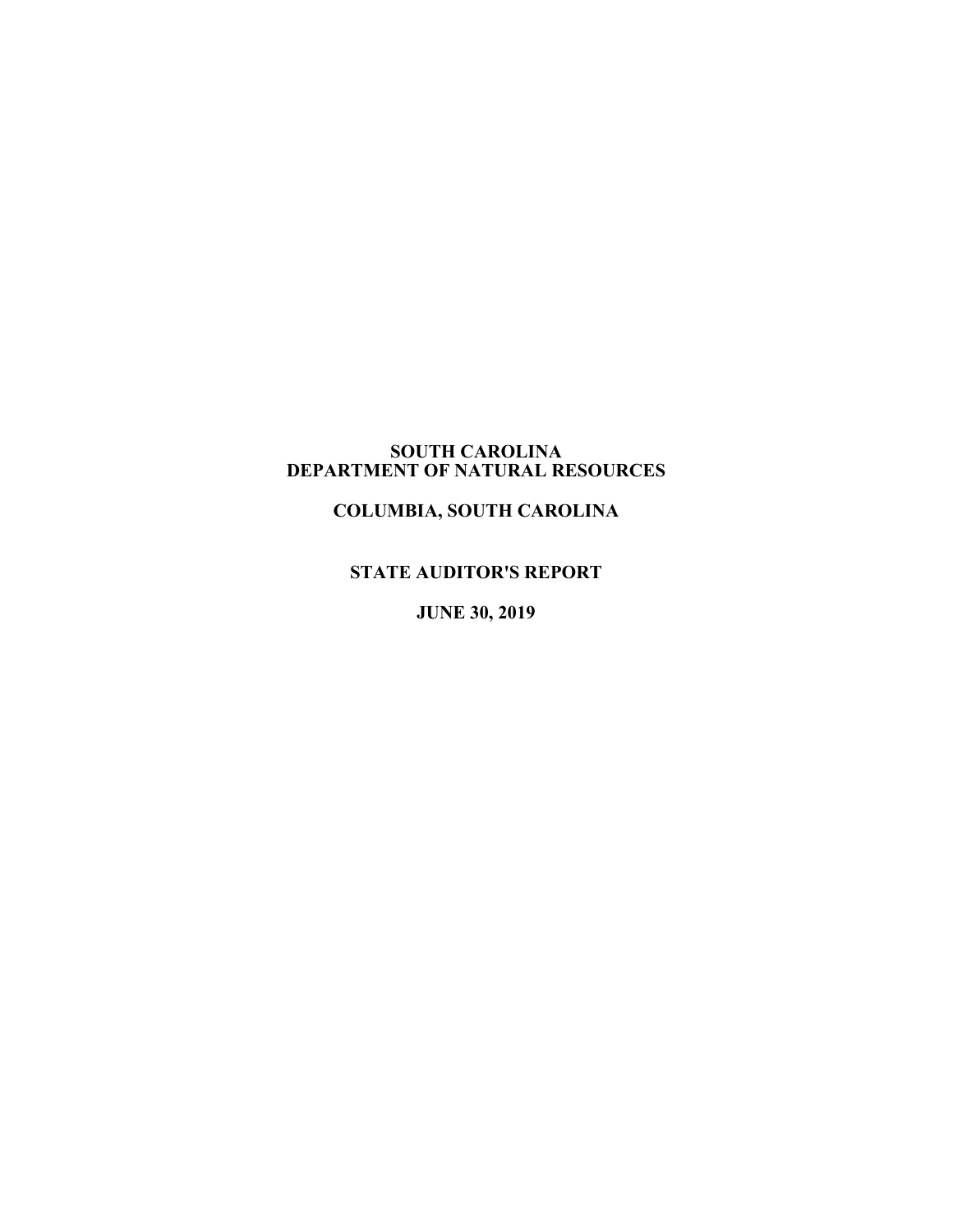# SOUTH CAROLINA
# DEPARTMENT OF NATURAL RESOURCES

## COLUMBIA, SOUTH CAROLINA

## STATE AUDITOR'S REPORT

## JUNE 30, 2019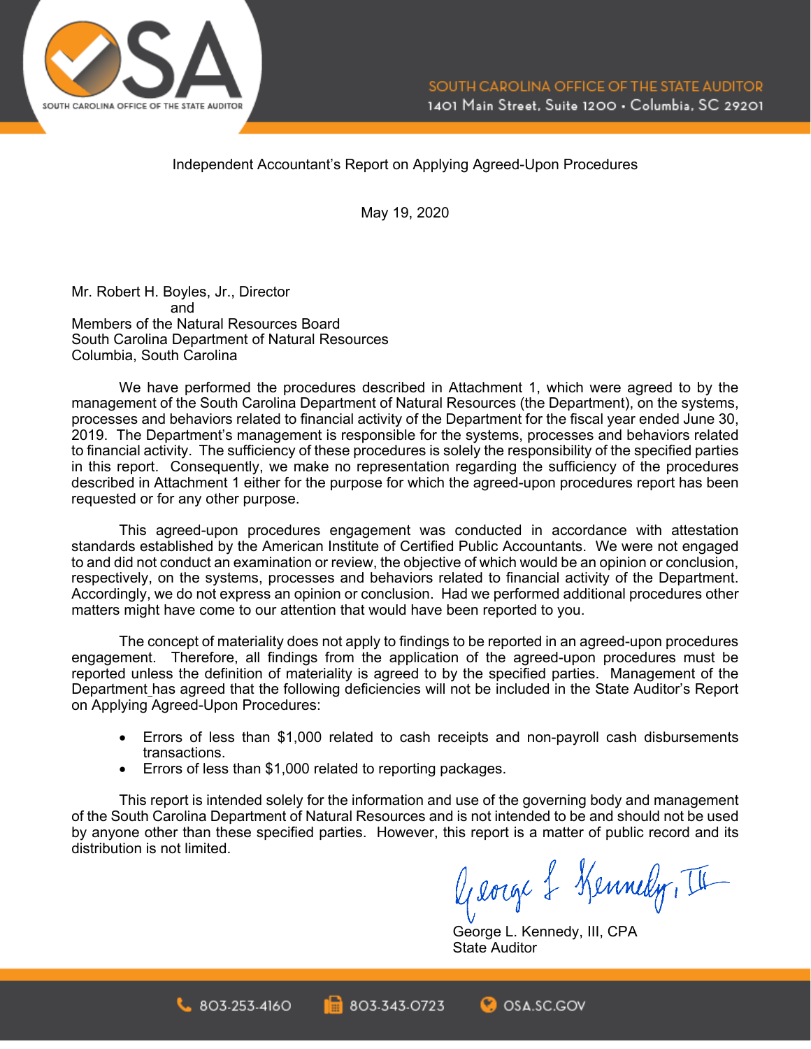SOUTH CAROLINA OFFICE OF THE STATE AUDITOR
1401 Main Street, Suite 1200 • Columbia, SC 29201

Independent Accountant's Report on Applying Agreed-Upon Procedures

May 19, 2020

Mr. Robert H. Boyles, Jr., Director
and
Members of the Natural Resources Board
South Carolina Department of Natural Resources
Columbia, South Carolina

We have performed the procedures described in Attachment 1, which were agreed to by the management of the South Carolina Department of Natural Resources (the Department), on the systems, processes and behaviors related to financial activity of the Department for the fiscal year ended June 30, 2019. The Department's management is responsible for the systems, processes and behaviors related to financial activity. The sufficiency of these procedures is solely the responsibility of the specified parties in this report. Consequently, we make no representation regarding the sufficiency of the procedures described in Attachment 1 either for the purpose for which the agreed-upon procedures report has been requested or for any other purpose.

This agreed-upon procedures engagement was conducted in accordance with attestation standards established by the American Institute of Certified Public Accountants. We were not engaged to and did not conduct an examination or review, the objective of which would be an opinion or conclusion, respectively, on the systems, processes and behaviors related to financial activity of the Department. Accordingly, we do not express an opinion or conclusion. Had we performed additional procedures other matters might have come to our attention that would have been reported to you.

The concept of materiality does not apply to findings to be reported in an agreed-upon procedures engagement. Therefore, all findings from the application of the agreed-upon procedures must be reported unless the definition of materiality is agreed to by the specified parties. Management of the Department has agreed that the following deficiencies will not be included in the State Auditor's Report on Applying Agreed-Upon Procedures:

- Errors of less than $1,000 related to cash receipts and non-payroll cash disbursements transactions.
- Errors of less than $1,000 related to reporting packages.

This report is intended solely for the information and use of the governing body and management of the South Carolina Department of Natural Resources and is not intended to be and should not be used by anyone other than these specified parties. However, this report is a matter of public record and its distribution is not limited.

George L. Kennedy, III

George L. Kennedy, III, CPA
State Auditor

803-253-4160 803-343-0723 OSA.SC.GOV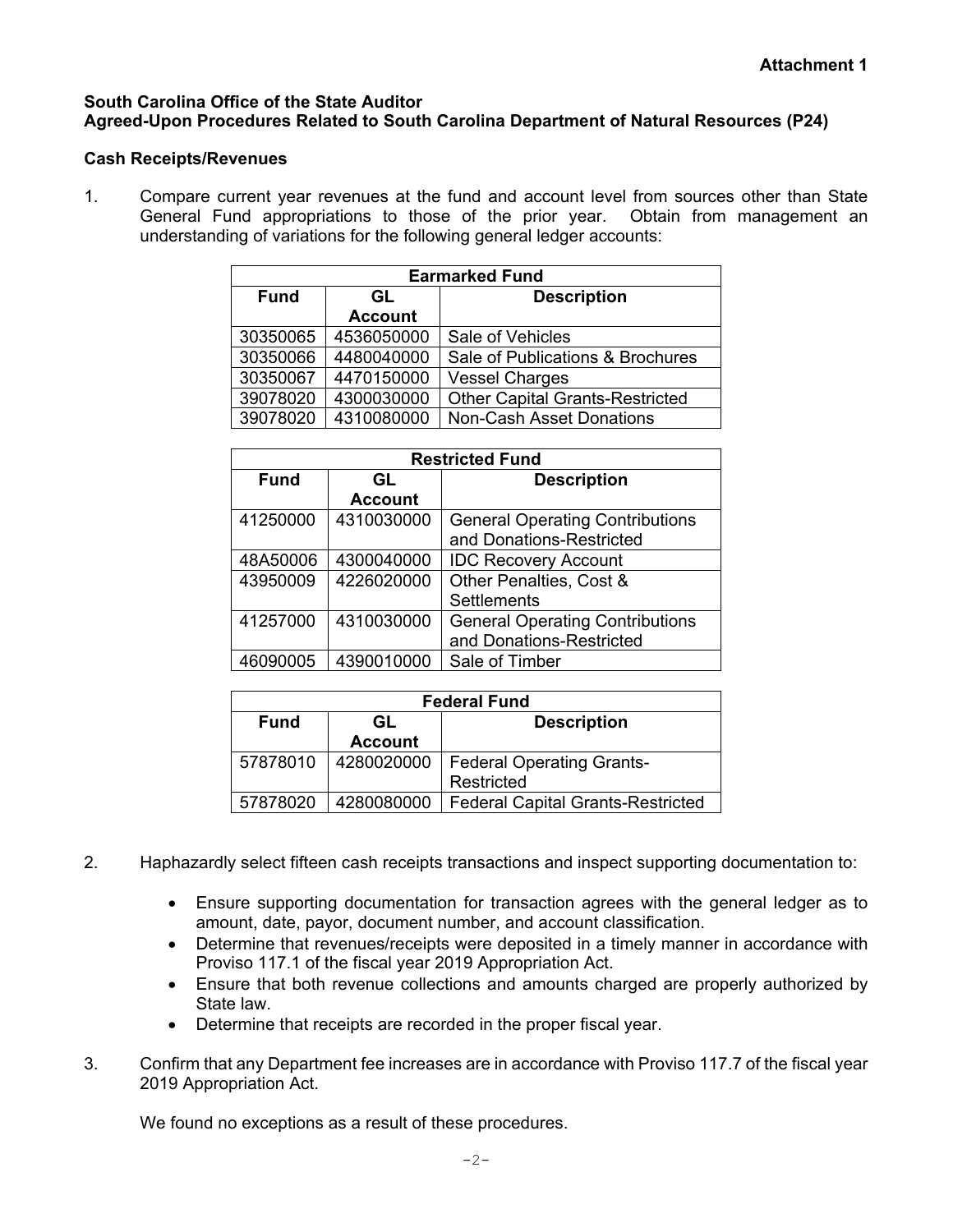**Attachment 1**

**South Carolina Office of the State Auditor**
**Agreed-Upon Procedures Related to South Carolina Department of Natural Resources (P24)**

**Cash Receipts/Revenues**

1. Compare current year revenues at the fund and account level from sources other than State General Fund appropriations to those of the prior year. Obtain from management an understanding of variations for the following general ledger accounts:

| **Earmarked Fund** | | |
|---|---|---|
| **Fund** | **GL Account** | **Description** |
| 30350065 | 4536050000 | Sale of Vehicles |
| 30350066 | 4480040000 | Sale of Publications & Brochures |
| 30350067 | 4470150000 | Vessel Charges |
| 39078020 | 4300030000 | Other Capital Grants-Restricted |
| 39078020 | 4310080000 | Non-Cash Asset Donations |

| **Restricted Fund** | | |
|---|---|---|
| **Fund** | **GL Account** | **Description** |
| 41250000 | 4310030000 | General Operating Contributions and Donations-Restricted |
| 48A50006 | 4300040000 | IDC Recovery Account |
| 43950009 | 4226020000 | Other Penalties, Cost & Settlements |
| 41257000 | 4310030000 | General Operating Contributions and Donations-Restricted |
| 46090005 | 4390010000 | Sale of Timber |

| **Federal Fund** | | |
|---|---|---|
| **Fund** | **GL Account** | **Description** |
| 57878010 | 4280020000 | Federal Operating Grants-Restricted |
| 57878020 | 4280080000 | Federal Capital Grants-Restricted |

2. Haphazardly select fifteen cash receipts transactions and inspect supporting documentation to:

   - Ensure supporting documentation for transaction agrees with the general ledger as to amount, date, payor, document number, and account classification.
   - Determine that revenues/receipts were deposited in a timely manner in accordance with Proviso 117.1 of the fiscal year 2019 Appropriation Act.
   - Ensure that both revenue collections and amounts charged are properly authorized by State law.
   - Determine that receipts are recorded in the proper fiscal year.

3. Confirm that any Department fee increases are in accordance with Proviso 117.7 of the fiscal year 2019 Appropriation Act.

   We found no exceptions as a result of these procedures.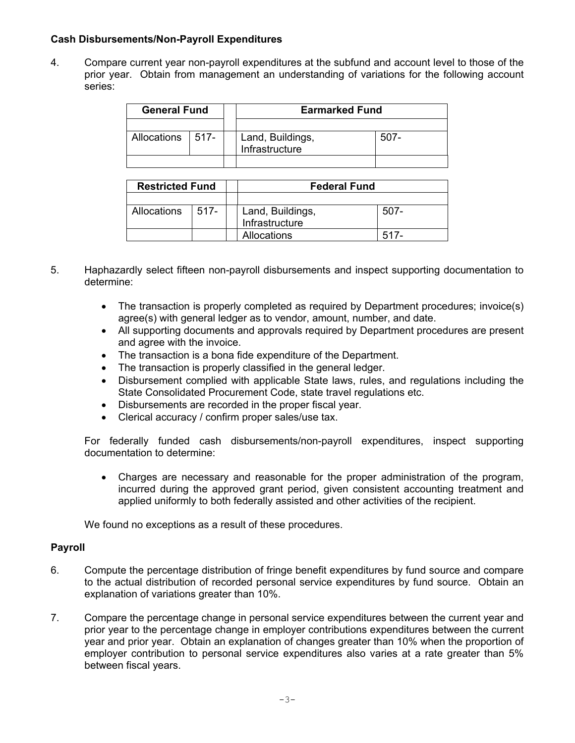**Cash Disbursements/Non-Payroll Expenditures**

4. Compare current year non-payroll expenditures at the subfund and account level to those of the prior year. Obtain from management an understanding of variations for the following account series:

| General Fund | | | Earmarked Fund | |
|---|---|---|---|---|
| | | | | |
| Allocations | 517- | | Land, Buildings, Infrastructure | 507- |
| | | | | |

| Restricted Fund | | | Federal Fund | |
|---|---|---|---|---|
| | | | | |
| Allocations | 517- | | Land, Buildings, Infrastructure | 507- |
| | | | Allocations | 517- |

5. Haphazardly select fifteen non-payroll disbursements and inspect supporting documentation to determine:

   - The transaction is properly completed as required by Department procedures; invoice(s) agree(s) with general ledger as to vendor, amount, number, and date.
   - All supporting documents and approvals required by Department procedures are present and agree with the invoice.
   - The transaction is a bona fide expenditure of the Department.
   - The transaction is properly classified in the general ledger.
   - Disbursement complied with applicable State laws, rules, and regulations including the State Consolidated Procurement Code, state travel regulations etc.
   - Disbursements are recorded in the proper fiscal year.
   - Clerical accuracy / confirm proper sales/use tax.

   For federally funded cash disbursements/non-payroll expenditures, inspect supporting documentation to determine:

   - Charges are necessary and reasonable for the proper administration of the program, incurred during the approved grant period, given consistent accounting treatment and applied uniformly to both federally assisted and other activities of the recipient.

   We found no exceptions as a result of these procedures.

**Payroll**

6. Compute the percentage distribution of fringe benefit expenditures by fund source and compare to the actual distribution of recorded personal service expenditures by fund source. Obtain an explanation of variations greater than 10%.

7. Compare the percentage change in personal service expenditures between the current year and prior year to the percentage change in employer contributions expenditures between the current year and prior year. Obtain an explanation of changes greater than 10% when the proportion of employer contribution to personal service expenditures also varies at a rate greater than 5% between fiscal years.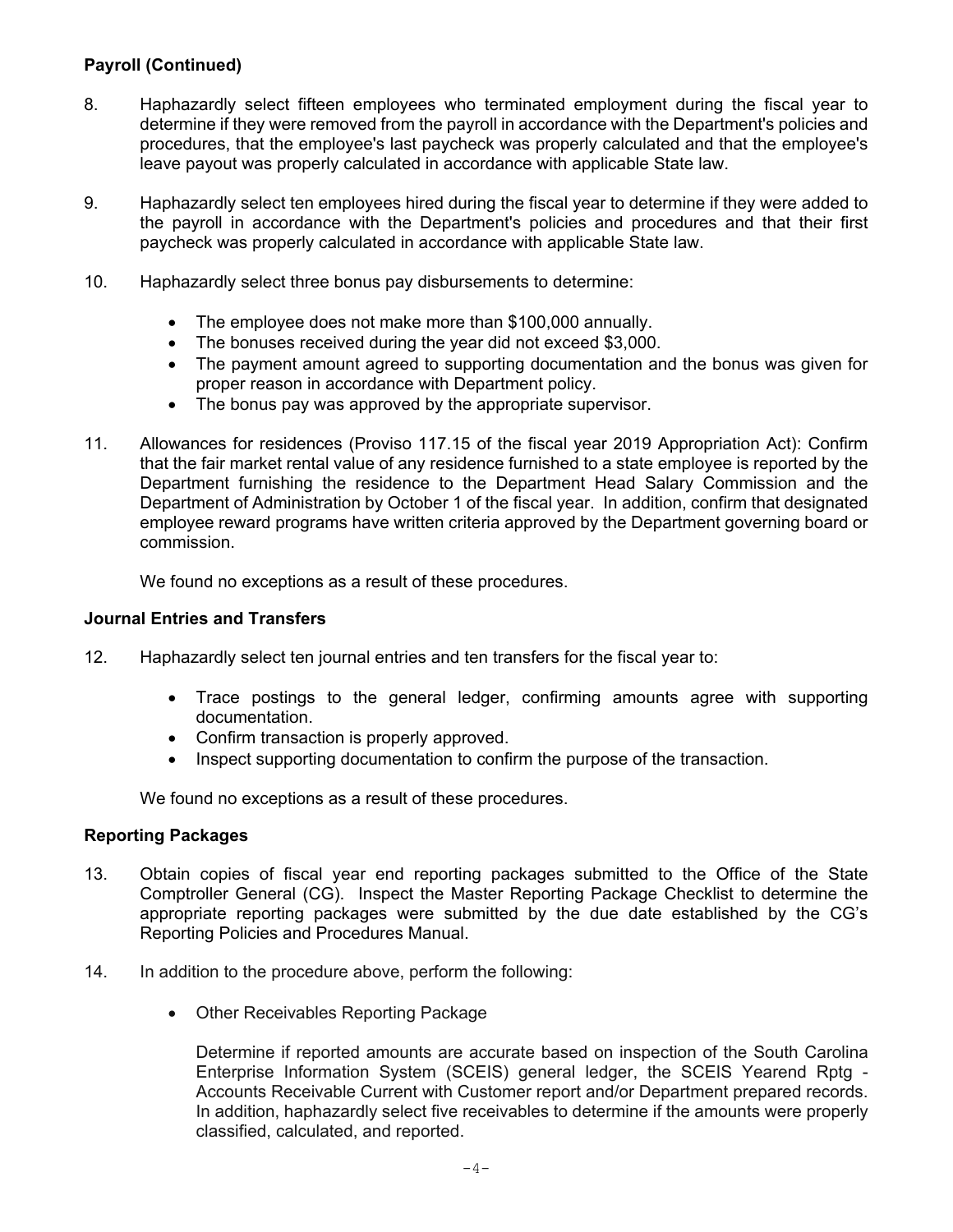**Payroll (Continued)**

8. Haphazardly select fifteen employees who terminated employment during the fiscal year to determine if they were removed from the payroll in accordance with the Department's policies and procedures, that the employee's last paycheck was properly calculated and that the employee's leave payout was properly calculated in accordance with applicable State law.

9. Haphazardly select ten employees hired during the fiscal year to determine if they were added to the payroll in accordance with the Department's policies and procedures and that their first paycheck was properly calculated in accordance with applicable State law.

10. Haphazardly select three bonus pay disbursements to determine:

    - The employee does not make more than $100,000 annually.
    - The bonuses received during the year did not exceed $3,000.
    - The payment amount agreed to supporting documentation and the bonus was given for proper reason in accordance with Department policy.
    - The bonus pay was approved by the appropriate supervisor.

11. Allowances for residences (Proviso 117.15 of the fiscal year 2019 Appropriation Act): Confirm that the fair market rental value of any residence furnished to a state employee is reported by the Department furnishing the residence to the Department Head Salary Commission and the Department of Administration by October 1 of the fiscal year. In addition, confirm that designated employee reward programs have written criteria approved by the Department governing board or commission.

    We found no exceptions as a result of these procedures.

**Journal Entries and Transfers**

12. Haphazardly select ten journal entries and ten transfers for the fiscal year to:

    - Trace postings to the general ledger, confirming amounts agree with supporting documentation.
    - Confirm transaction is properly approved.
    - Inspect supporting documentation to confirm the purpose of the transaction.

    We found no exceptions as a result of these procedures.

**Reporting Packages**

13. Obtain copies of fiscal year end reporting packages submitted to the Office of the State Comptroller General (CG). Inspect the Master Reporting Package Checklist to determine the appropriate reporting packages were submitted by the due date established by the CG's Reporting Policies and Procedures Manual.

14. In addition to the procedure above, perform the following:

    - Other Receivables Reporting Package

      Determine if reported amounts are accurate based on inspection of the South Carolina Enterprise Information System (SCEIS) general ledger, the SCEIS Yearend Rptg - Accounts Receivable Current with Customer report and/or Department prepared records. In addition, haphazardly select five receivables to determine if the amounts were properly classified, calculated, and reported.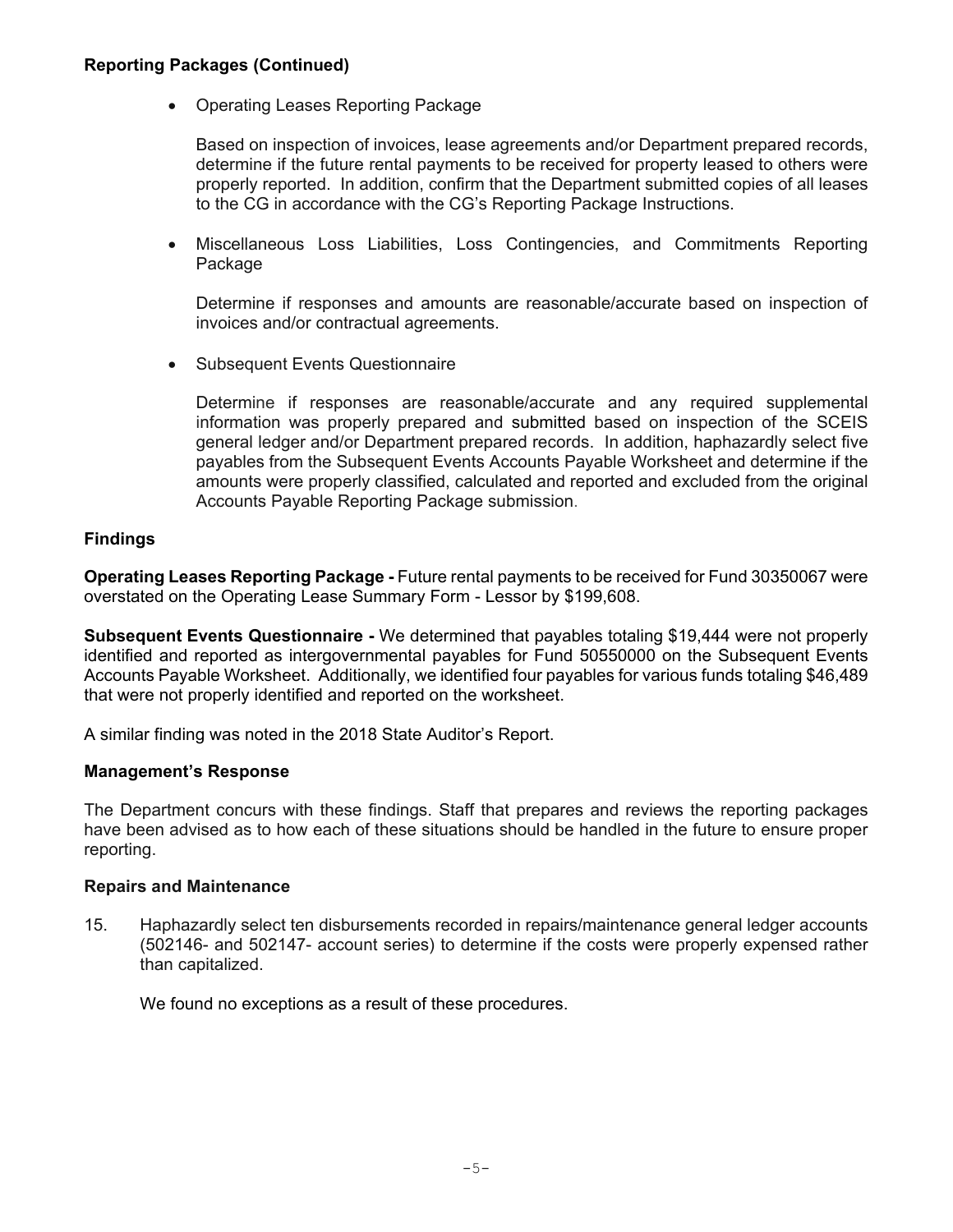**Reporting Packages (Continued)**

- Operating Leases Reporting Package

  Based on inspection of invoices, lease agreements and/or Department prepared records, determine if the future rental payments to be received for property leased to others were properly reported. In addition, confirm that the Department submitted copies of all leases to the CG in accordance with the CG's Reporting Package Instructions.

- Miscellaneous Loss Liabilities, Loss Contingencies, and Commitments Reporting Package

  Determine if responses and amounts are reasonable/accurate based on inspection of invoices and/or contractual agreements.

- Subsequent Events Questionnaire

  Determine if responses are reasonable/accurate and any required supplemental information was properly prepared and submitted based on inspection of the SCEIS general ledger and/or Department prepared records. In addition, haphazardly select five payables from the Subsequent Events Accounts Payable Worksheet and determine if the amounts were properly classified, calculated and reported and excluded from the original Accounts Payable Reporting Package submission.

**Findings**

**Operating Leases Reporting Package -** Future rental payments to be received for Fund 30350067 were overstated on the Operating Lease Summary Form - Lessor by $199,608.

**Subsequent Events Questionnaire -** We determined that payables totaling $19,444 were not properly identified and reported as intergovernmental payables for Fund 50550000 on the Subsequent Events Accounts Payable Worksheet. Additionally, we identified four payables for various funds totaling $46,489 that were not properly identified and reported on the worksheet.

A similar finding was noted in the 2018 State Auditor's Report.

**Management's Response**

The Department concurs with these findings. Staff that prepares and reviews the reporting packages have been advised as to how each of these situations should be handled in the future to ensure proper reporting.

**Repairs and Maintenance**

15. Haphazardly select ten disbursements recorded in repairs/maintenance general ledger accounts (502146- and 502147- account series) to determine if the costs were properly expensed rather than capitalized.

    We found no exceptions as a result of these procedures.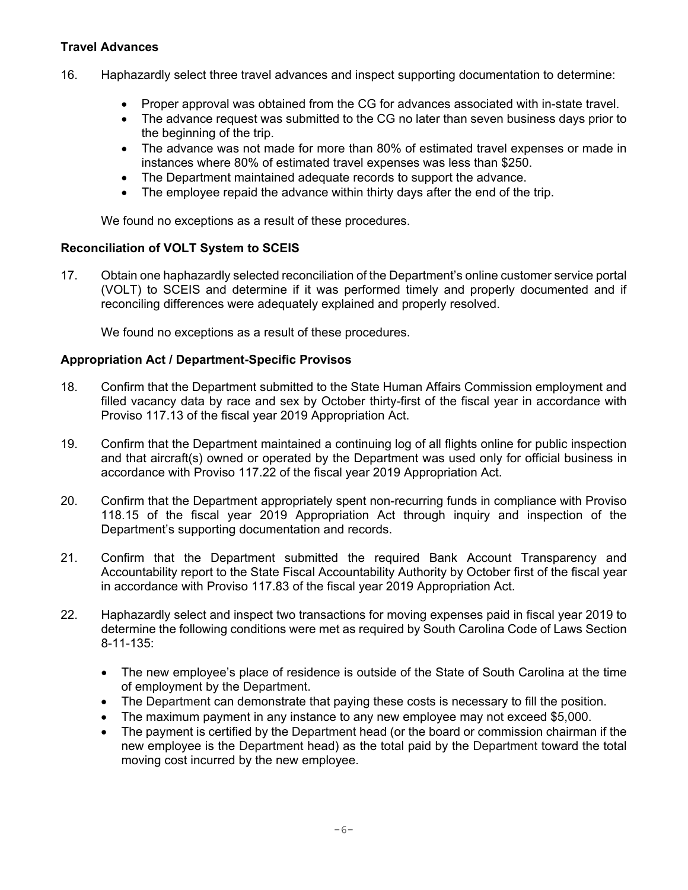### Travel Advances

16. Haphazardly select three travel advances and inspect supporting documentation to determine:

    - Proper approval was obtained from the CG for advances associated with in-state travel.
    - The advance request was submitted to the CG no later than seven business days prior to the beginning of the trip.
    - The advance was not made for more than 80% of estimated travel expenses or made in instances where 80% of estimated travel expenses was less than $250.
    - The Department maintained adequate records to support the advance.
    - The employee repaid the advance within thirty days after the end of the trip.

    We found no exceptions as a result of these procedures.

### Reconciliation of VOLT System to SCEIS

17. Obtain one haphazardly selected reconciliation of the Department's online customer service portal (VOLT) to SCEIS and determine if it was performed timely and properly documented and if reconciling differences were adequately explained and properly resolved.

    We found no exceptions as a result of these procedures.

### Appropriation Act / Department-Specific Provisos

18. Confirm that the Department submitted to the State Human Affairs Commission employment and filled vacancy data by race and sex by October thirty-first of the fiscal year in accordance with Proviso 117.13 of the fiscal year 2019 Appropriation Act.

19. Confirm that the Department maintained a continuing log of all flights online for public inspection and that aircraft(s) owned or operated by the Department was used only for official business in accordance with Proviso 117.22 of the fiscal year 2019 Appropriation Act.

20. Confirm that the Department appropriately spent non-recurring funds in compliance with Proviso 118.15 of the fiscal year 2019 Appropriation Act through inquiry and inspection of the Department's supporting documentation and records.

21. Confirm that the Department submitted the required Bank Account Transparency and Accountability report to the State Fiscal Accountability Authority by October first of the fiscal year in accordance with Proviso 117.83 of the fiscal year 2019 Appropriation Act.

22. Haphazardly select and inspect two transactions for moving expenses paid in fiscal year 2019 to determine the following conditions were met as required by South Carolina Code of Laws Section 8-11-135:

    - The new employee's place of residence is outside of the State of South Carolina at the time of employment by the Department.
    - The Department can demonstrate that paying these costs is necessary to fill the position.
    - The maximum payment in any instance to any new employee may not exceed $5,000.
    - The payment is certified by the Department head (or the board or commission chairman if the new employee is the Department head) as the total paid by the Department toward the total moving cost incurred by the new employee.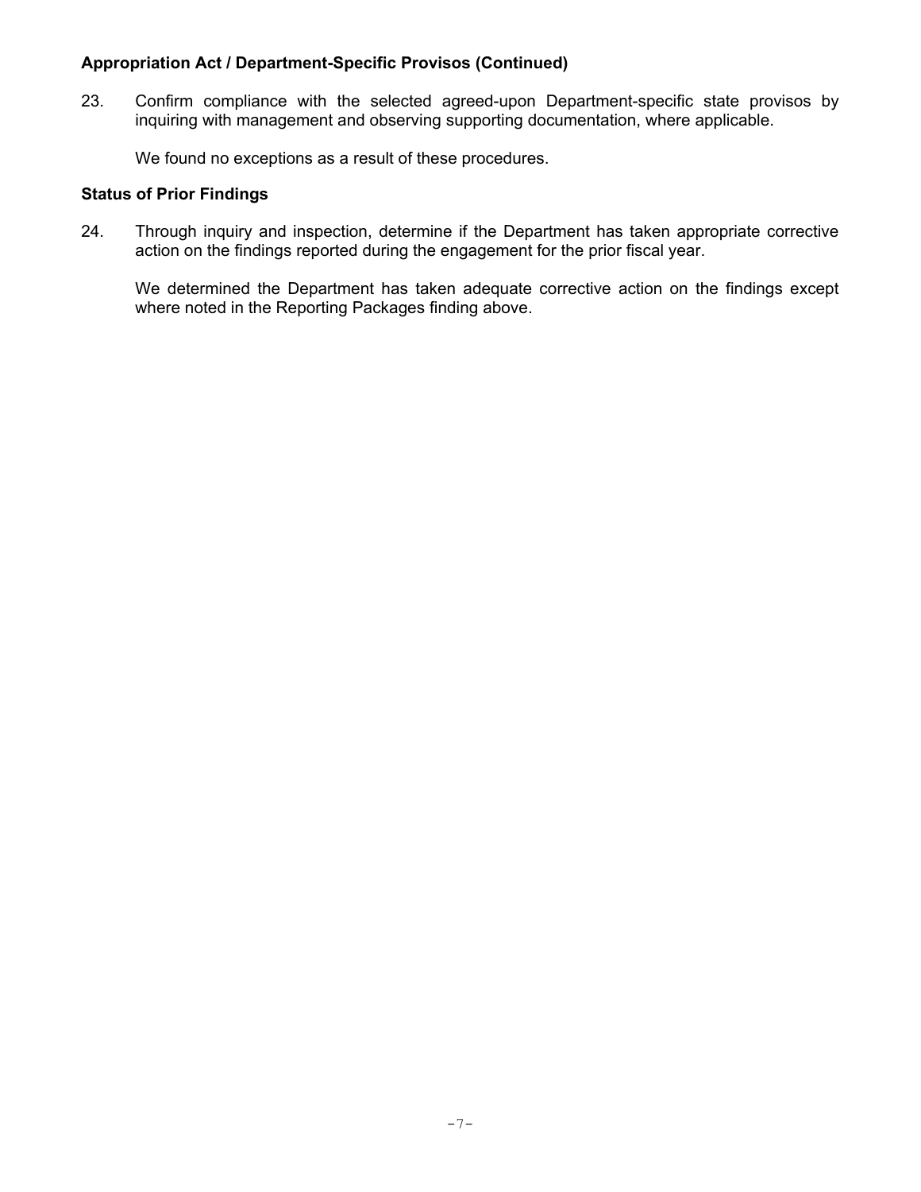**Appropriation Act / Department-Specific Provisos (Continued)**

23. Confirm compliance with the selected agreed-upon Department-specific state provisos by inquiring with management and observing supporting documentation, where applicable.

    We found no exceptions as a result of these procedures.

**Status of Prior Findings**

24. Through inquiry and inspection, determine if the Department has taken appropriate corrective action on the findings reported during the engagement for the prior fiscal year.

    We determined the Department has taken adequate corrective action on the findings except where noted in the Reporting Packages finding above.